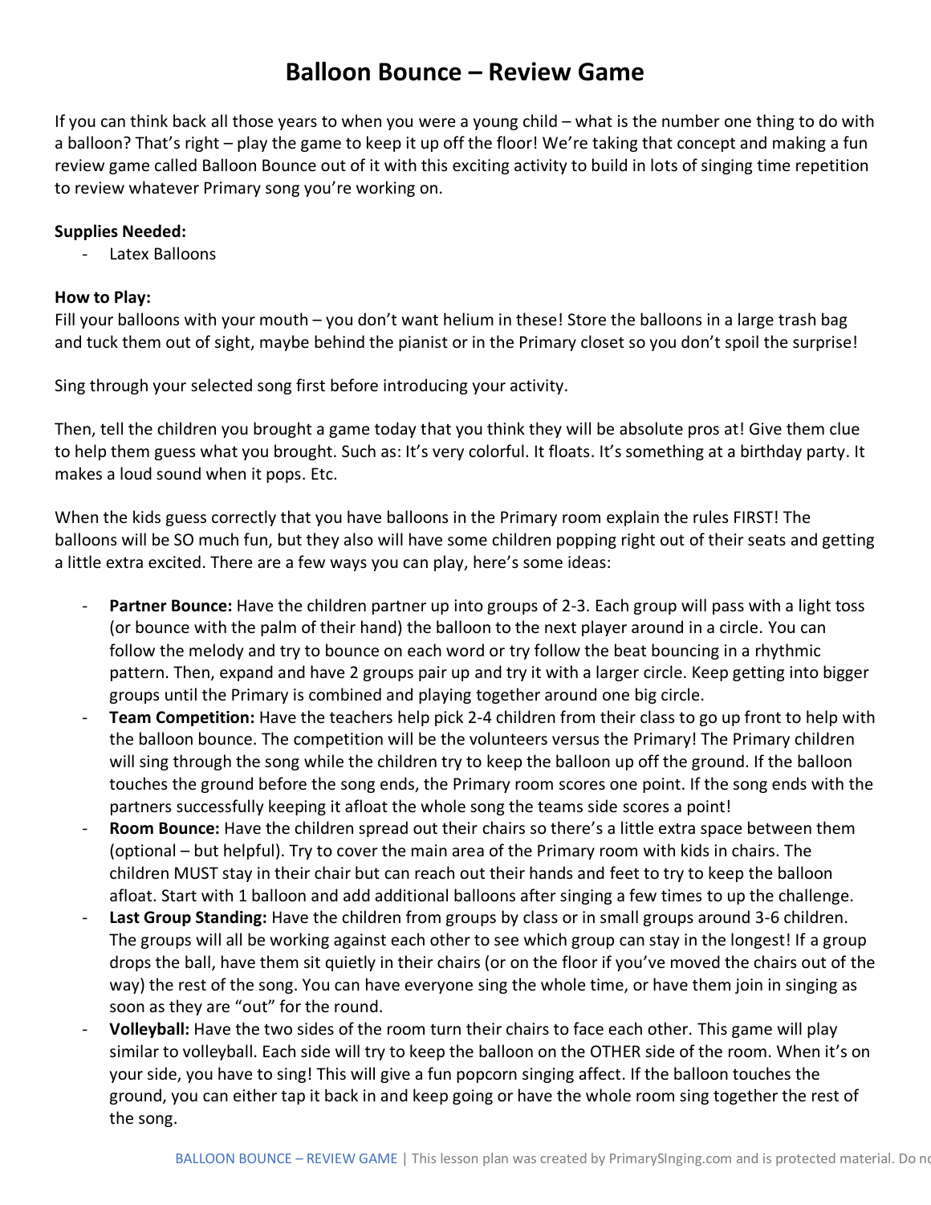# Balloon Bounce – Review Game

If you can think back all those years to when you were a young child – what is the number one thing to do with a balloon? That's right – play the game to keep it up off the floor! We're taking that concept and making a fun review game called Balloon Bounce out of it with this exciting activity to build in lots of singing time repetition to review whatever Primary song you're working on.

**Supplies Needed:**

- Latex Balloons

**How to Play:**

Fill your balloons with your mouth – you don't want helium in these! Store the balloons in a large trash bag and tuck them out of sight, maybe behind the pianist or in the Primary closet so you don't spoil the surprise!

Sing through your selected song first before introducing your activity.

Then, tell the children you brought a game today that you think they will be absolute pros at! Give them clue to help them guess what you brought. Such as: It's very colorful. It floats. It's something at a birthday party. It makes a loud sound when it pops. Etc.

When the kids guess correctly that you have balloons in the Primary room explain the rules FIRST! The balloons will be SO much fun, but they also will have some children popping right out of their seats and getting a little extra excited. There are a few ways you can play, here's some ideas:

- **Partner Bounce:** Have the children partner up into groups of 2-3. Each group will pass with a light toss (or bounce with the palm of their hand) the balloon to the next player around in a circle. You can follow the melody and try to bounce on each word or try follow the beat bouncing in a rhythmic pattern. Then, expand and have 2 groups pair up and try it with a larger circle. Keep getting into bigger groups until the Primary is combined and playing together around one big circle.
- **Team Competition:** Have the teachers help pick 2-4 children from their class to go up front to help with the balloon bounce. The competition will be the volunteers versus the Primary! The Primary children will sing through the song while the children try to keep the balloon up off the ground. If the balloon touches the ground before the song ends, the Primary room scores one point. If the song ends with the partners successfully keeping it afloat the whole song the teams side scores a point!
- **Room Bounce:** Have the children spread out their chairs so there's a little extra space between them (optional – but helpful). Try to cover the main area of the Primary room with kids in chairs. The children MUST stay in their chair but can reach out their hands and feet to try to keep the balloon afloat. Start with 1 balloon and add additional balloons after singing a few times to up the challenge.
- **Last Group Standing:** Have the children from groups by class or in small groups around 3-6 children. The groups will all be working against each other to see which group can stay in the longest! If a group drops the ball, have them sit quietly in their chairs (or on the floor if you've moved the chairs out of the way) the rest of the song. You can have everyone sing the whole time, or have them join in singing as soon as they are "out" for the round.
- **Volleyball:** Have the two sides of the room turn their chairs to face each other. This game will play similar to volleyball. Each side will try to keep the balloon on the OTHER side of the room. When it's on your side, you have to sing! This will give a fun popcorn singing affect. If the balloon touches the ground, you can either tap it back in and keep going or have the whole room sing together the rest of the song.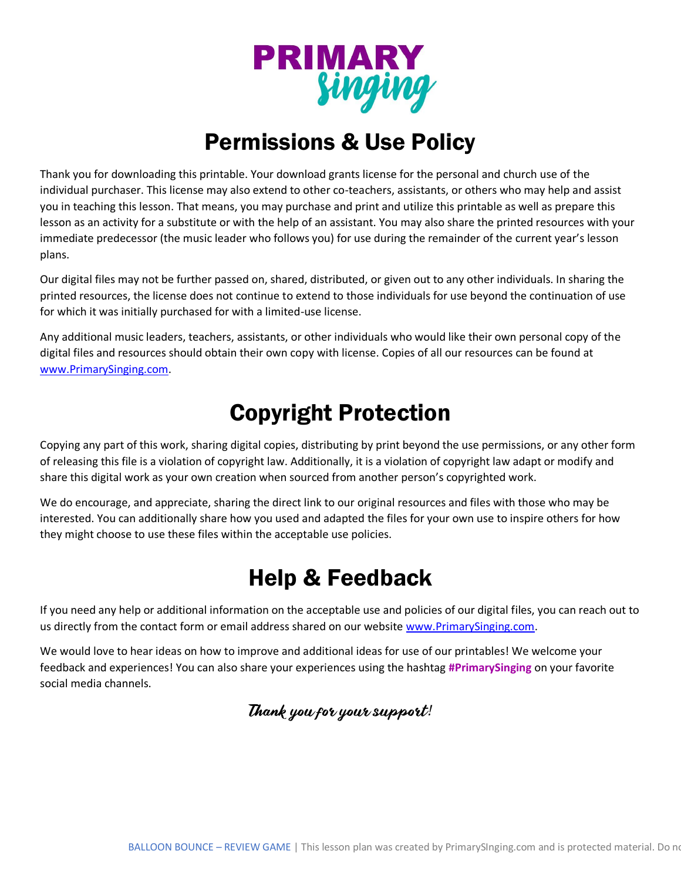# PRIMARY singing

## Permissions & Use Policy

Thank you for downloading this printable. Your download grants license for the personal and church use of the individual purchaser. This license may also extend to other co-teachers, assistants, or others who may help and assist you in teaching this lesson. That means, you may purchase and print and utilize this printable as well as prepare this lesson as an activity for a substitute or with the help of an assistant. You may also share the printed resources with your immediate predecessor (the music leader who follows you) for use during the remainder of the current year's lesson plans.

Our digital files may not be further passed on, shared, distributed, or given out to any other individuals. In sharing the printed resources, the license does not continue to extend to those individuals for use beyond the continuation of use for which it was initially purchased for with a limited-use license.

Any additional music leaders, teachers, assistants, or other individuals who would like their own personal copy of the digital files and resources should obtain their own copy with license. Copies of all our resources can be found at www.PrimarySinging.com.

## Copyright Protection

Copying any part of this work, sharing digital copies, distributing by print beyond the use permissions, or any other form of releasing this file is a violation of copyright law. Additionally, it is a violation of copyright law adapt or modify and share this digital work as your own creation when sourced from another person's copyrighted work.

We do encourage, and appreciate, sharing the direct link to our original resources and files with those who may be interested. You can additionally share how you used and adapted the files for your own use to inspire others for how they might choose to use these files within the acceptable use policies.

## Help & Feedback

If you need any help or additional information on the acceptable use and policies of our digital files, you can reach out to us directly from the contact form or email address shared on our website www.PrimarySinging.com.

We would love to hear ideas on how to improve and additional ideas for use of our printables! We welcome your feedback and experiences! You can also share your experiences using the hashtag **#PrimarySinging** on your favorite social media channels.

*Thank you for your support!*